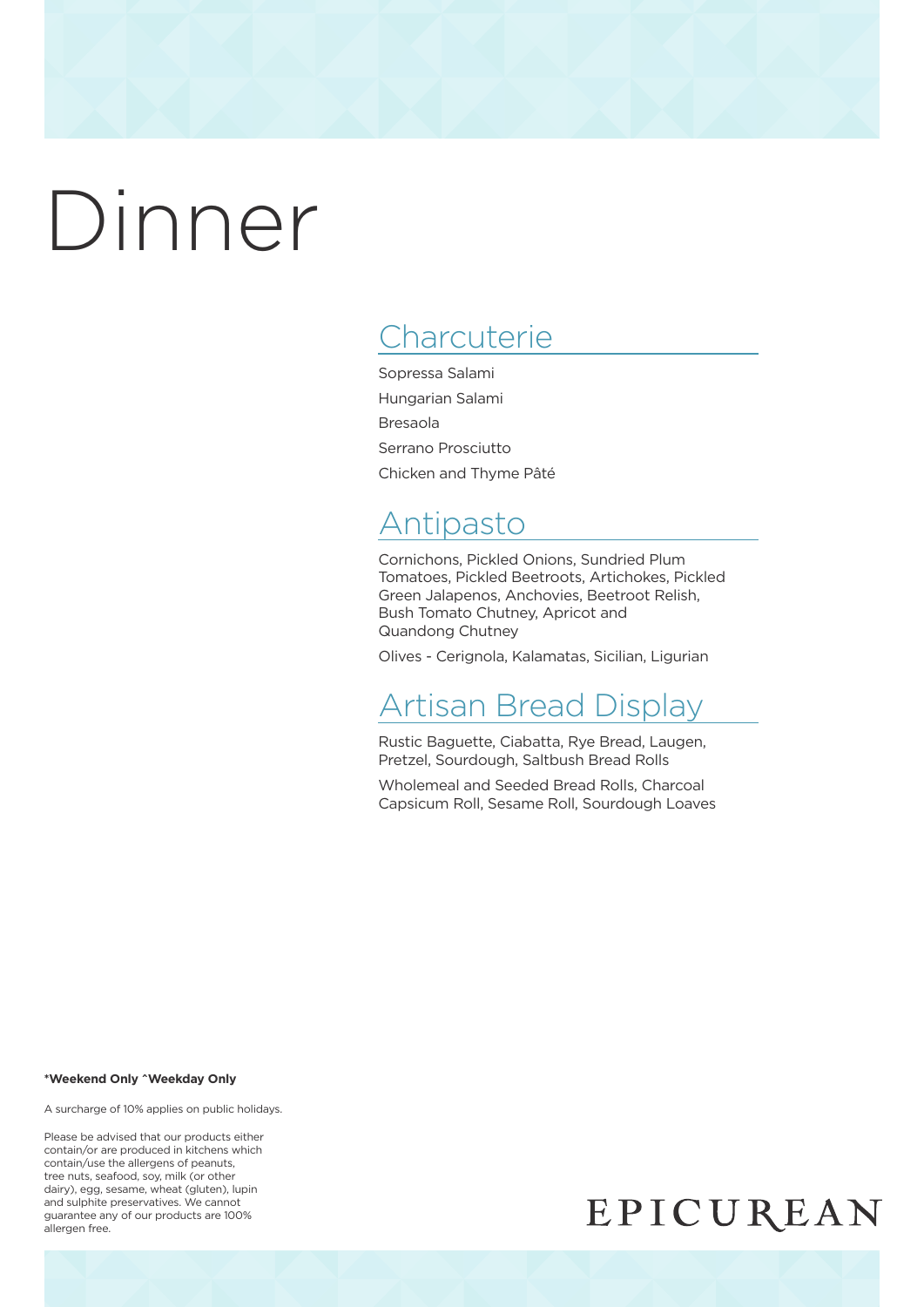# Dinner

## Charcuterie

Sopressa Salami

Hungarian Salami

Bresaola

Serrano Prosciutto

Chicken and Thyme Pâté

## Antipasto

Cornichons, Pickled Onions, Sundried Plum Tomatoes, Pickled Beetroots, Artichokes, Pickled Green Jalapenos, Anchovies, Beetroot Relish, Bush Tomato Chutney, Apricot and Quandong Chutney

Olives - Cerignola, Kalamatas, Sicilian, Ligurian

## Artisan Bread Display

Rustic Baguette, Ciabatta, Rye Bread, Laugen, Pretzel, Sourdough, Saltbush Bread Rolls

Wholemeal and Seeded Bread Rolls, Charcoal Capsicum Roll, Sesame Roll, Sourdough Loaves

**\*Weekend Only ^Weekday Only**

A surcharge of 10% applies on public holidays.

Please be advised that our products either contain/or are produced in kitchens which contain/use the allergens of peanuts, tree nuts, seafood, soy, milk (or other dairy), egg, sesame, wheat (gluten), lupin and sulphite preservatives. We cannot guarantee any of our products are 100% allergen free.

EPICUREAN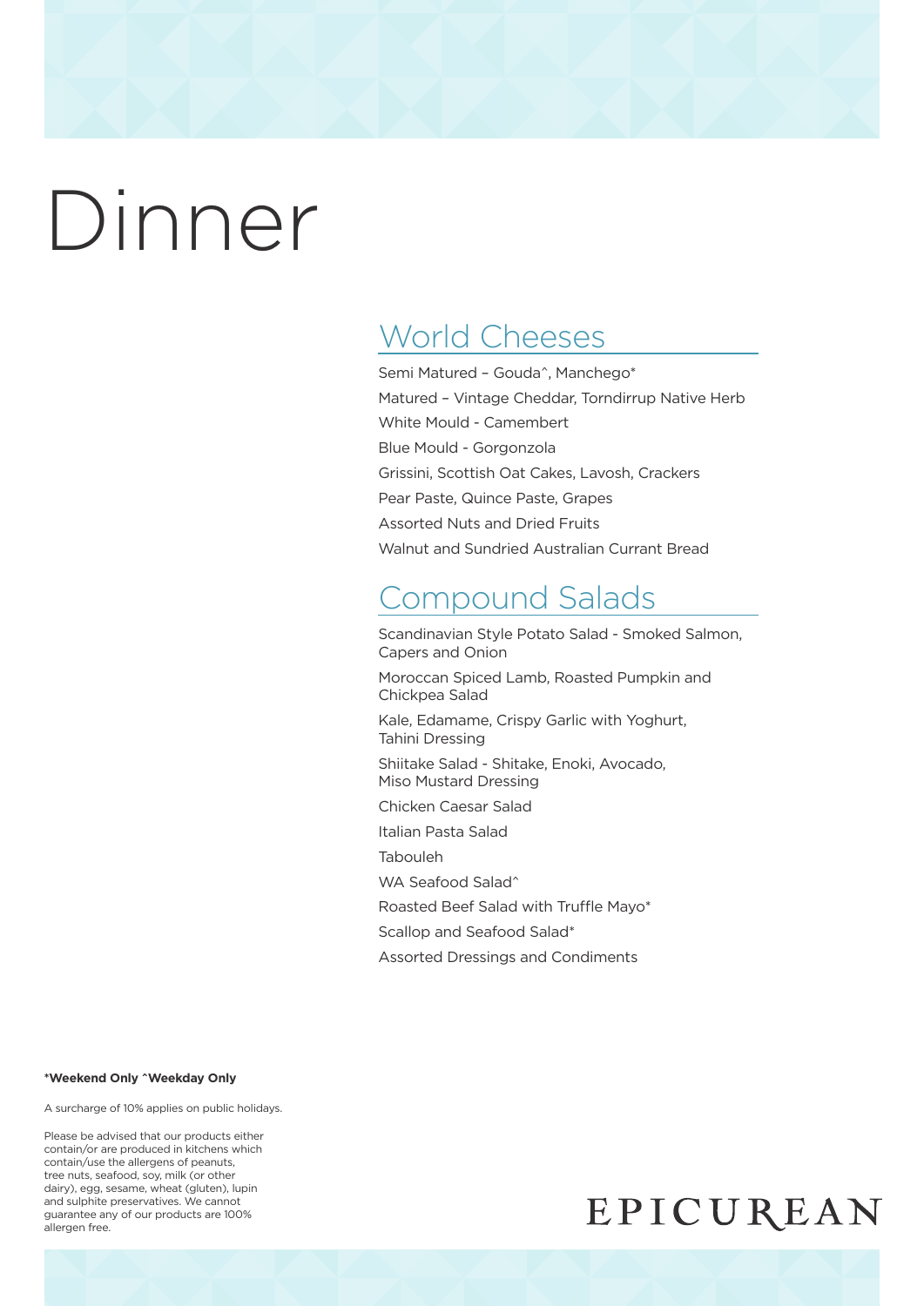# Dinner

## World Cheeses

Semi Matured – Gouda^, Manchego*

Matured – Vintage Cheddar, Torndirrup Native Herb

White Mould - Camembert

Blue Mould - Gorgonzola

Grissini, Scottish Oat Cakes, Lavosh, Crackers

Pear Paste, Quince Paste, Grapes

Assorted Nuts and Dried Fruits

Walnut and Sundried Australian Currant Bread

## Compound Salads

Scandinavian Style Potato Salad - Smoked Salmon, Capers and Onion

Moroccan Spiced Lamb, Roasted Pumpkin and Chickpea Salad

Kale, Edamame, Crispy Garlic with Yoghurt, Tahini Dressing

Shiitake Salad - Shitake, Enoki, Avocado, Miso Mustard Dressing

Chicken Caesar Salad

Italian Pasta Salad

Tabouleh

WA Seafood Salad^

Roasted Beef Salad with Truffle Mayo*

Scallop and Seafood Salad*

Assorted Dressings and Condiments

**\*Weekend Only ^Weekday Only**

A surcharge of 10% applies on public holidays.

Please be advised that our products either contain/or are produced in kitchens which contain/use the allergens of peanuts, tree nuts, seafood, soy, milk (or other dairy), egg, sesame, wheat (gluten), lupin and sulphite preservatives. We cannot guarantee any of our products are 100% allergen free.

EPICUREAN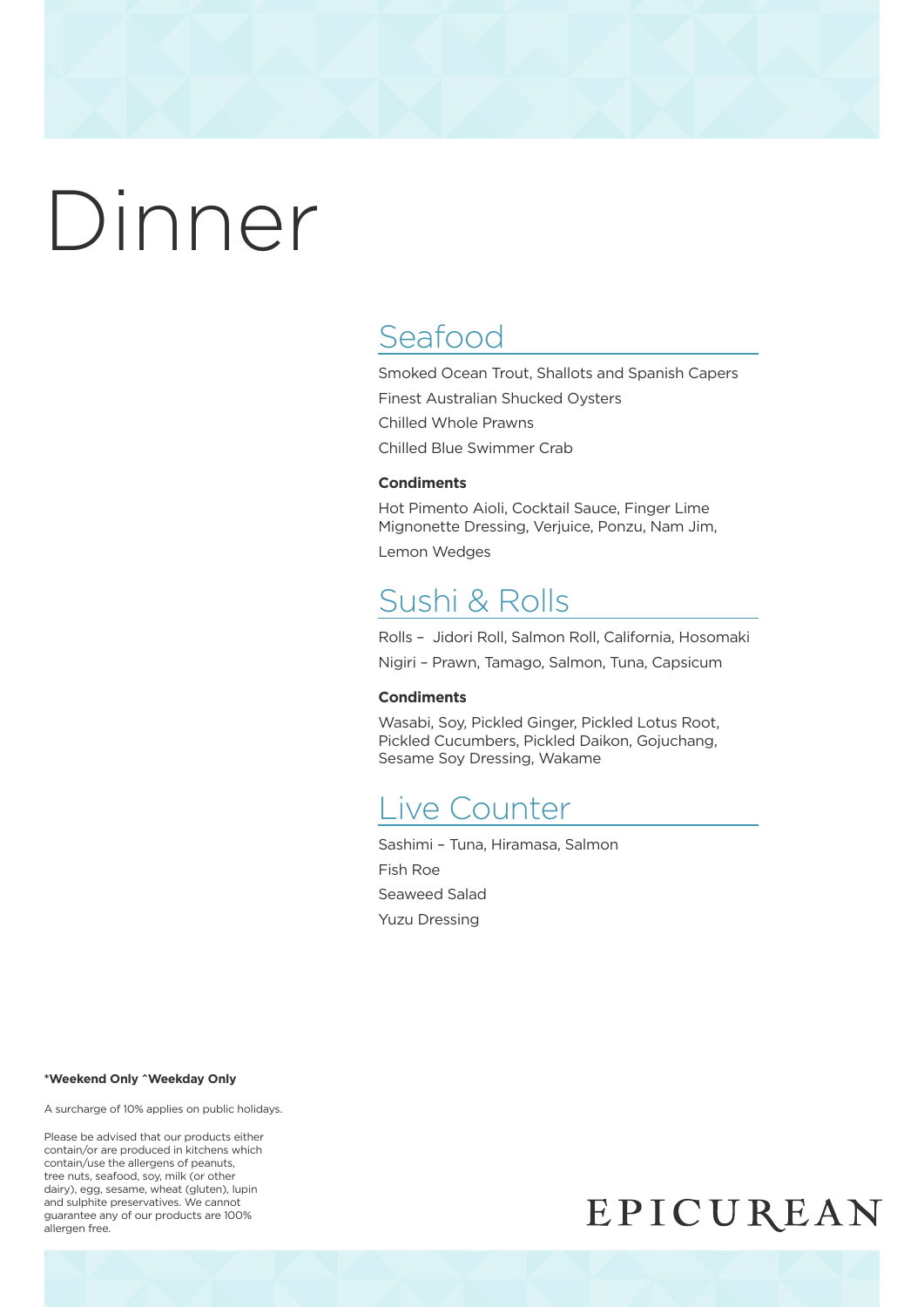# Dinner

## Seafood

Smoked Ocean Trout, Shallots and Spanish Capers

Finest Australian Shucked Oysters

Chilled Whole Prawns

Chilled Blue Swimmer Crab

**Condiments**

Hot Pimento Aioli, Cocktail Sauce, Finger Lime Mignonette Dressing, Verjuice, Ponzu, Nam Jim,

Lemon Wedges

## Sushi & Rolls

Rolls – Jidori Roll, Salmon Roll, California, Hosomaki

Nigiri – Prawn, Tamago, Salmon, Tuna, Capsicum

**Condiments**

Wasabi, Soy, Pickled Ginger, Pickled Lotus Root, Pickled Cucumbers, Pickled Daikon, Gojuchang, Sesame Soy Dressing, Wakame

## Live Counter

Sashimi – Tuna, Hiramasa, Salmon

Fish Roe

Seaweed Salad

Yuzu Dressing

**\*Weekend Only ^Weekday Only**

A surcharge of 10% applies on public holidays.

Please be advised that our products either contain/or are produced in kitchens which contain/use the allergens of peanuts, tree nuts, seafood, soy, milk (or other dairy), egg, sesame, wheat (gluten), lupin and sulphite preservatives. We cannot guarantee any of our products are 100% allergen free.

EPICUREAN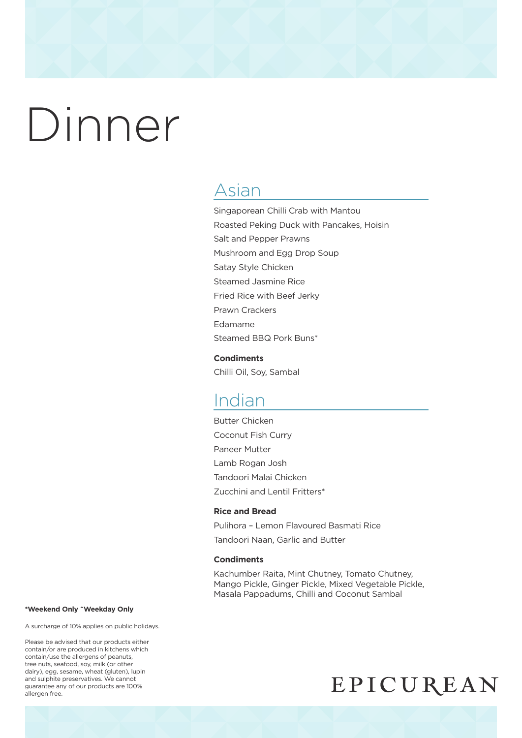# Dinner

## Asian

Singaporean Chilli Crab with Mantou
Roasted Peking Duck with Pancakes, Hoisin
Salt and Pepper Prawns
Mushroom and Egg Drop Soup
Satay Style Chicken
Steamed Jasmine Rice
Fried Rice with Beef Jerky
Prawn Crackers
Edamame
Steamed BBQ Pork Buns*

**Condiments**

Chilli Oil, Soy, Sambal

## Indian

Butter Chicken
Coconut Fish Curry
Paneer Mutter
Lamb Rogan Josh
Tandoori Malai Chicken
Zucchini and Lentil Fritters*

**Rice and Bread**

Pulihora – Lemon Flavoured Basmati Rice
Tandoori Naan, Garlic and Butter

**Condiments**

Kachumber Raita, Mint Chutney, Tomato Chutney, Mango Pickle, Ginger Pickle, Mixed Vegetable Pickle, Masala Pappadums, Chilli and Coconut Sambal

**\*Weekend Only ^Weekday Only**

A surcharge of 10% applies on public holidays.

Please be advised that our products either contain/or are produced in kitchens which contain/use the allergens of peanuts, tree nuts, seafood, soy, milk (or other dairy), egg, sesame, wheat (gluten), lupin and sulphite preservatives. We cannot guarantee any of our products are 100% allergen free.

EPICUREAN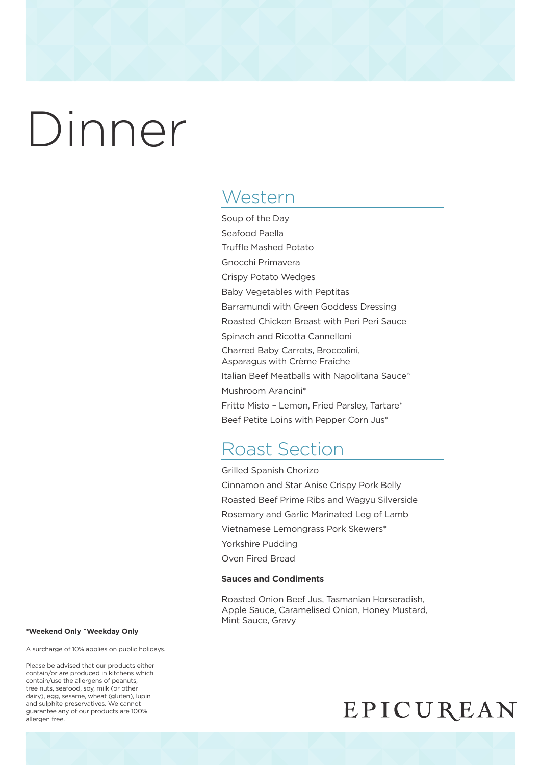# Dinner

## Western

Soup of the Day

Seafood Paella

Truffle Mashed Potato

Gnocchi Primavera

Crispy Potato Wedges

Baby Vegetables with Peptitas

Barramundi with Green Goddess Dressing

Roasted Chicken Breast with Peri Peri Sauce

Spinach and Ricotta Cannelloni

Charred Baby Carrots, Broccolini, Asparagus with Crème Fraîche

Italian Beef Meatballs with Napolitana Sauce^

Mushroom Arancini*

Fritto Misto – Lemon, Fried Parsley, Tartare*

Beef Petite Loins with Pepper Corn Jus*

## Roast Section

Grilled Spanish Chorizo

Cinnamon and Star Anise Crispy Pork Belly

Roasted Beef Prime Ribs and Wagyu Silverside

Rosemary and Garlic Marinated Leg of Lamb

Vietnamese Lemongrass Pork Skewers*

Yorkshire Pudding

Oven Fired Bread

**Sauces and Condiments**

Roasted Onion Beef Jus, Tasmanian Horseradish, Apple Sauce, Caramelised Onion, Honey Mustard, Mint Sauce, Gravy

**\*Weekend Only ^Weekday Only**

A surcharge of 10% applies on public holidays.

Please be advised that our products either contain/or are produced in kitchens which contain/use the allergens of peanuts, tree nuts, seafood, soy, milk (or other dairy), egg, sesame, wheat (gluten), lupin and sulphite preservatives. We cannot guarantee any of our products are 100% allergen free.

EPICUREAN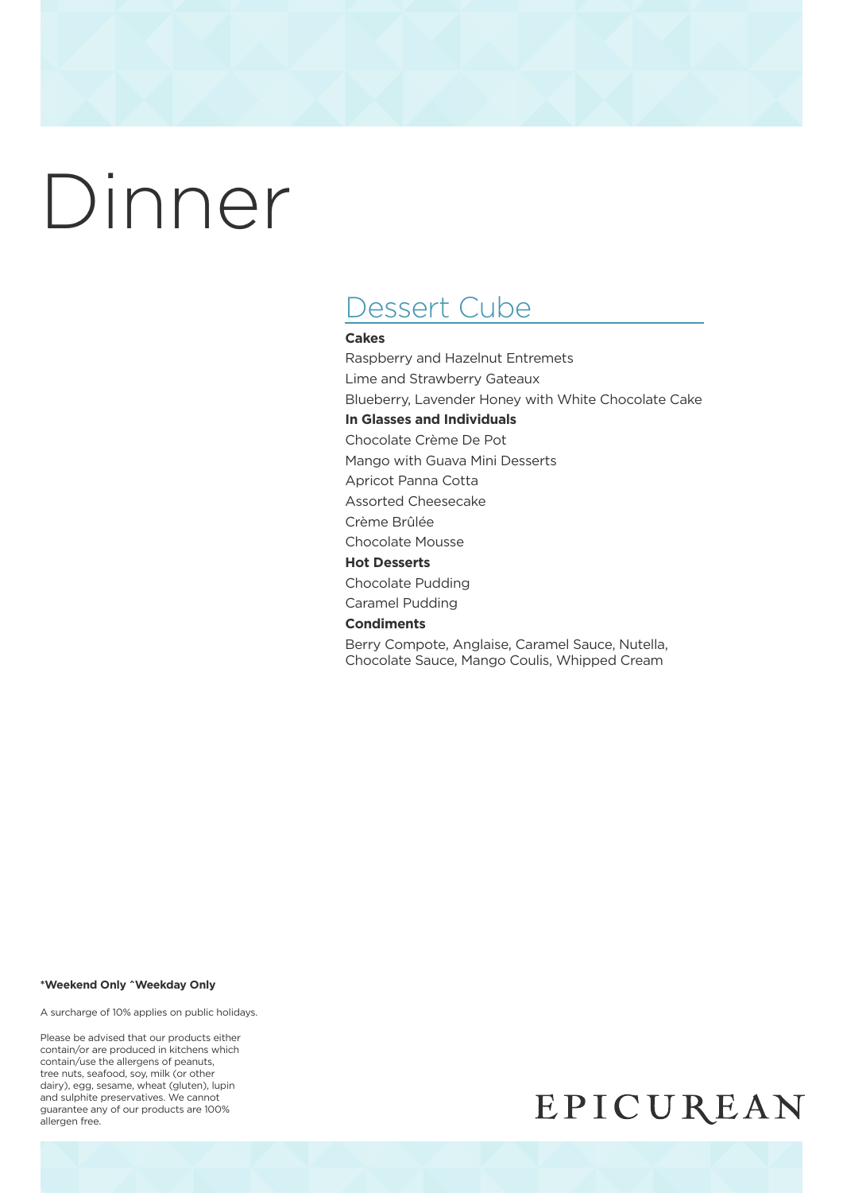# Dinner

## Dessert Cube

**Cakes**

Raspberry and Hazelnut Entremets

Lime and Strawberry Gateaux

Blueberry, Lavender Honey with White Chocolate Cake

**In Glasses and Individuals**

Chocolate Crème De Pot

Mango with Guava Mini Desserts

Apricot Panna Cotta

Assorted Cheesecake

Crème Brûlée

Chocolate Mousse

**Hot Desserts**

Chocolate Pudding

Caramel Pudding

**Condiments**

Berry Compote, Anglaise, Caramel Sauce, Nutella, Chocolate Sauce, Mango Coulis, Whipped Cream

**\*Weekend Only ^Weekday Only**

A surcharge of 10% applies on public holidays.

Please be advised that our products either contain/or are produced in kitchens which contain/use the allergens of peanuts, tree nuts, seafood, soy, milk (or other dairy), egg, sesame, wheat (gluten), lupin and sulphite preservatives. We cannot guarantee any of our products are 100% allergen free.

EPICUREAN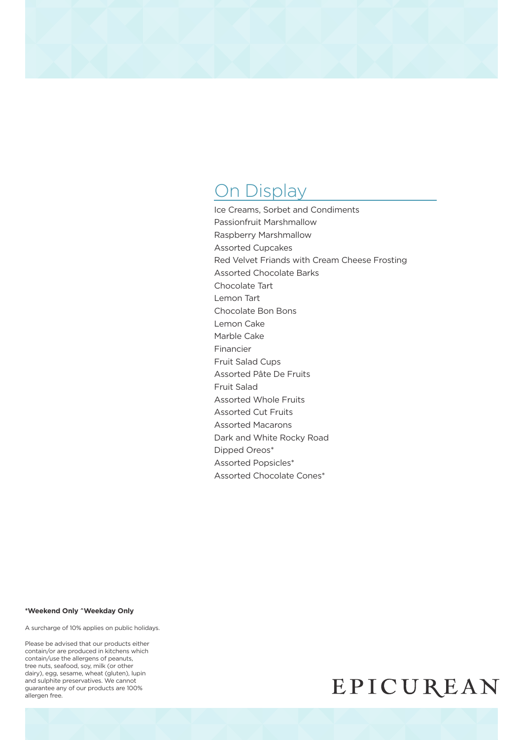## On Display

Ice Creams, Sorbet and Condiments
Passionfruit Marshmallow
Raspberry Marshmallow
Assorted Cupcakes
Red Velvet Friands with Cream Cheese Frosting
Assorted Chocolate Barks
Chocolate Tart
Lemon Tart
Chocolate Bon Bons
Lemon Cake
Marble Cake
Financier
Fruit Salad Cups
Assorted Pâte De Fruits
Fruit Salad
Assorted Whole Fruits
Assorted Cut Fruits
Assorted Macarons
Dark and White Rocky Road
Dipped Oreos*
Assorted Popsicles*
Assorted Chocolate Cones*

**\*Weekend Only ^Weekday Only**

A surcharge of 10% applies on public holidays.

Please be advised that our products either contain/or are produced in kitchens which contain/use the allergens of peanuts, tree nuts, seafood, soy, milk (or other dairy), egg, sesame, wheat (gluten), lupin and sulphite preservatives. We cannot guarantee any of our products are 100% allergen free.

EPICUREAN